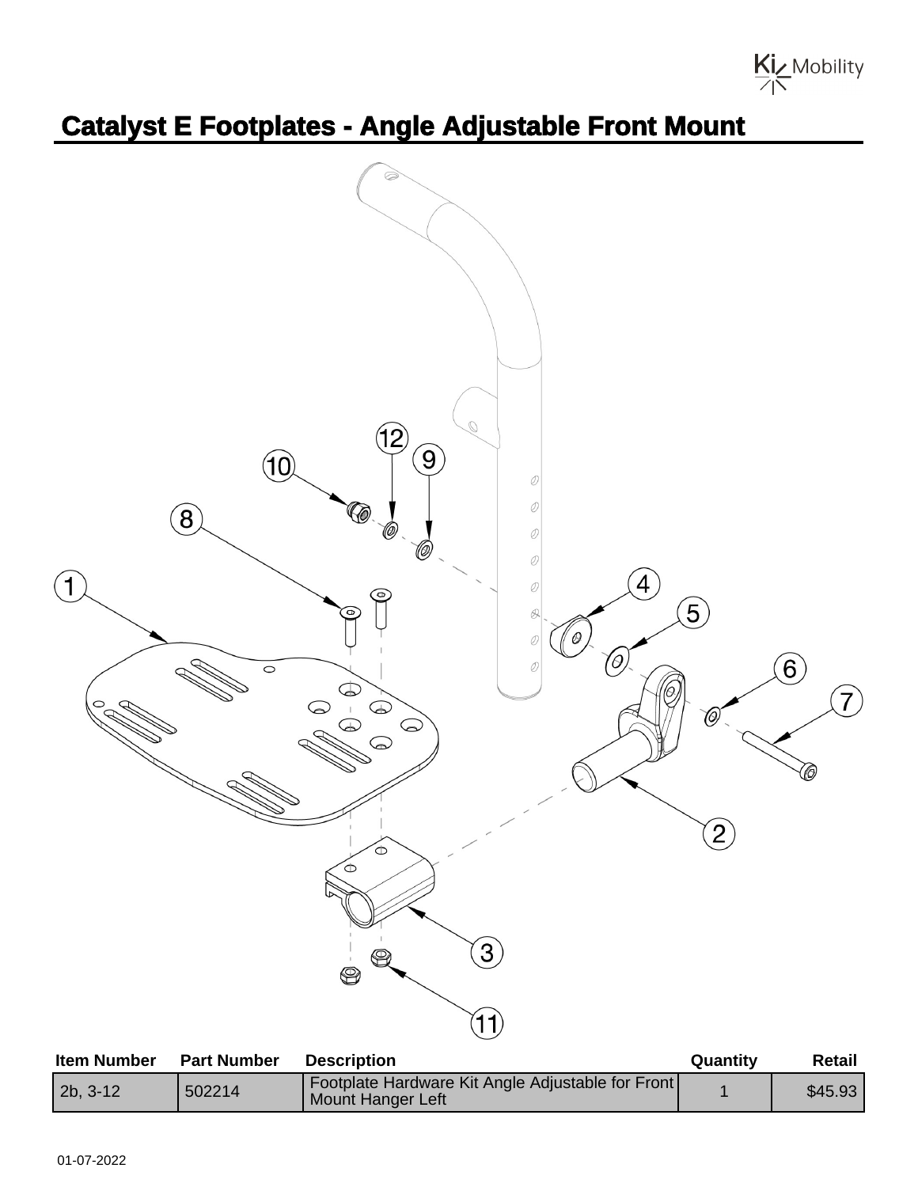# Catalyst E Footplates - Angle Adjustable Front Mount

| Item Number | Part Number | Description | Quantity | Retail |
|---|---|---|---|---|
| 2b, 3-12 | 502214 | Footplate Hardware Kit Angle Adjustable for Front Mount Hanger Left | 1 | $45.93 |

01-07-2022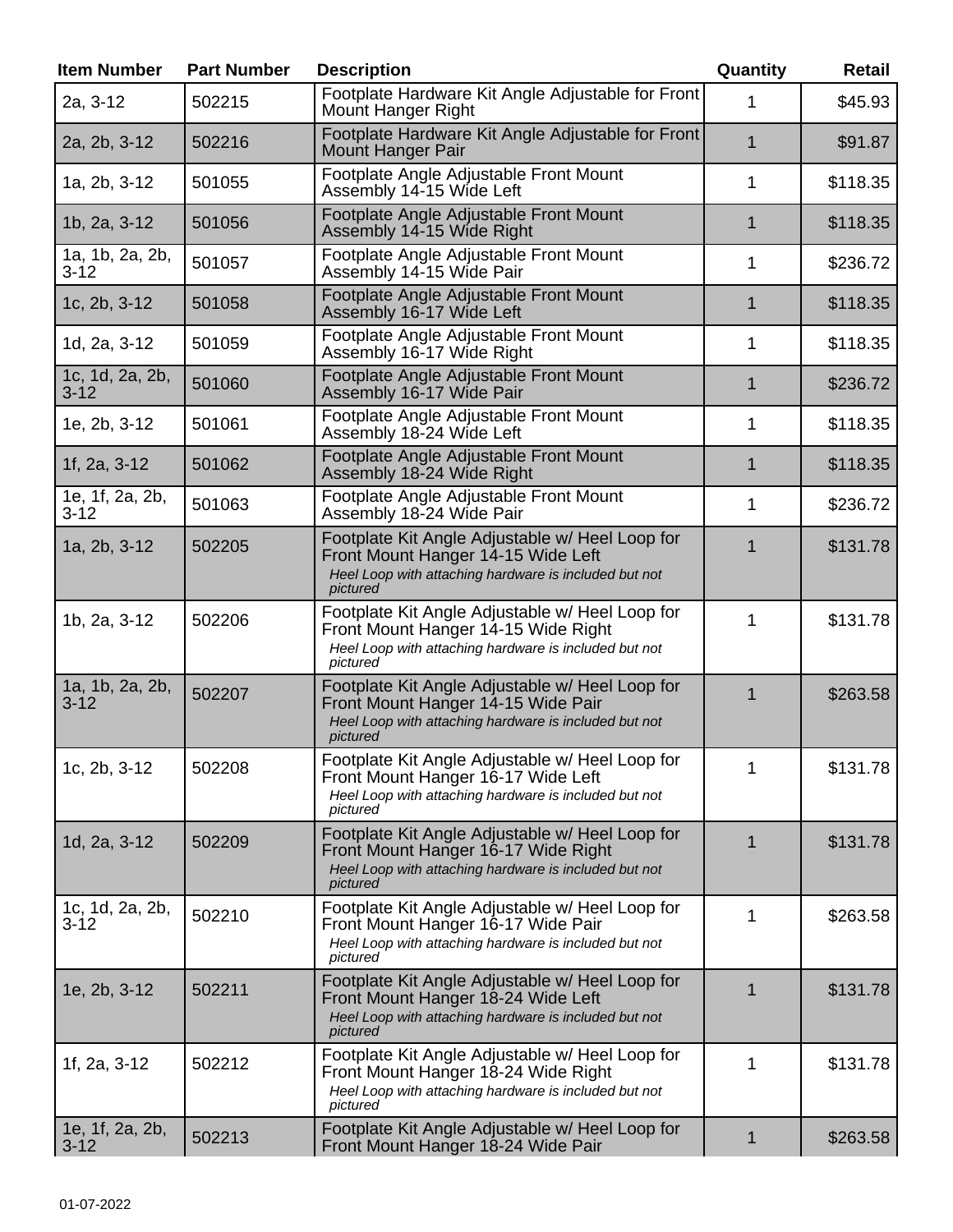| Item Number | Part Number | Description | Quantity | Retail |
|---|---|---|---|---|
| 2a, 3-12 | 502215 | Footplate Hardware Kit Angle Adjustable for Front Mount Hanger Right | 1 | $45.93 |
| 2a, 2b, 3-12 | 502216 | Footplate Hardware Kit Angle Adjustable for Front Mount Hanger Pair | 1 | $91.87 |
| 1a, 2b, 3-12 | 501055 | Footplate Angle Adjustable Front Mount Assembly 14-15 Wide Left | 1 | $118.35 |
| 1b, 2a, 3-12 | 501056 | Footplate Angle Adjustable Front Mount Assembly 14-15 Wide Right | 1 | $118.35 |
| 1a, 1b, 2a, 2b, 3-12 | 501057 | Footplate Angle Adjustable Front Mount Assembly 14-15 Wide Pair | 1 | $236.72 |
| 1c, 2b, 3-12 | 501058 | Footplate Angle Adjustable Front Mount Assembly 16-17 Wide Left | 1 | $118.35 |
| 1d, 2a, 3-12 | 501059 | Footplate Angle Adjustable Front Mount Assembly 16-17 Wide Right | 1 | $118.35 |
| 1c, 1d, 2a, 2b, 3-12 | 501060 | Footplate Angle Adjustable Front Mount Assembly 16-17 Wide Pair | 1 | $236.72 |
| 1e, 2b, 3-12 | 501061 | Footplate Angle Adjustable Front Mount Assembly 18-24 Wide Left | 1 | $118.35 |
| 1f, 2a, 3-12 | 501062 | Footplate Angle Adjustable Front Mount Assembly 18-24 Wide Right | 1 | $118.35 |
| 1e, 1f, 2a, 2b, 3-12 | 501063 | Footplate Angle Adjustable Front Mount Assembly 18-24 Wide Pair | 1 | $236.72 |
| 1a, 2b, 3-12 | 502205 | Footplate Kit Angle Adjustable w/ Heel Loop for Front Mount Hanger 14-15 Wide Left *Heel Loop with attaching hardware is included but not pictured* | 1 | $131.78 |
| 1b, 2a, 3-12 | 502206 | Footplate Kit Angle Adjustable w/ Heel Loop for Front Mount Hanger 14-15 Wide Right *Heel Loop with attaching hardware is included but not pictured* | 1 | $131.78 |
| 1a, 1b, 2a, 2b, 3-12 | 502207 | Footplate Kit Angle Adjustable w/ Heel Loop for Front Mount Hanger 14-15 Wide Pair *Heel Loop with attaching hardware is included but not pictured* | 1 | $263.58 |
| 1c, 2b, 3-12 | 502208 | Footplate Kit Angle Adjustable w/ Heel Loop for Front Mount Hanger 16-17 Wide Left *Heel Loop with attaching hardware is included but not pictured* | 1 | $131.78 |
| 1d, 2a, 3-12 | 502209 | Footplate Kit Angle Adjustable w/ Heel Loop for Front Mount Hanger 16-17 Wide Right *Heel Loop with attaching hardware is included but not pictured* | 1 | $131.78 |
| 1c, 1d, 2a, 2b, 3-12 | 502210 | Footplate Kit Angle Adjustable w/ Heel Loop for Front Mount Hanger 16-17 Wide Pair *Heel Loop with attaching hardware is included but not pictured* | 1 | $263.58 |
| 1e, 2b, 3-12 | 502211 | Footplate Kit Angle Adjustable w/ Heel Loop for Front Mount Hanger 18-24 Wide Left *Heel Loop with attaching hardware is included but not pictured* | 1 | $131.78 |
| 1f, 2a, 3-12 | 502212 | Footplate Kit Angle Adjustable w/ Heel Loop for Front Mount Hanger 18-24 Wide Right *Heel Loop with attaching hardware is included but not pictured* | 1 | $131.78 |
| 1e, 1f, 2a, 2b, 3-12 | 502213 | Footplate Kit Angle Adjustable w/ Heel Loop for Front Mount Hanger 18-24 Wide Pair | 1 | $263.58 |

01-07-2022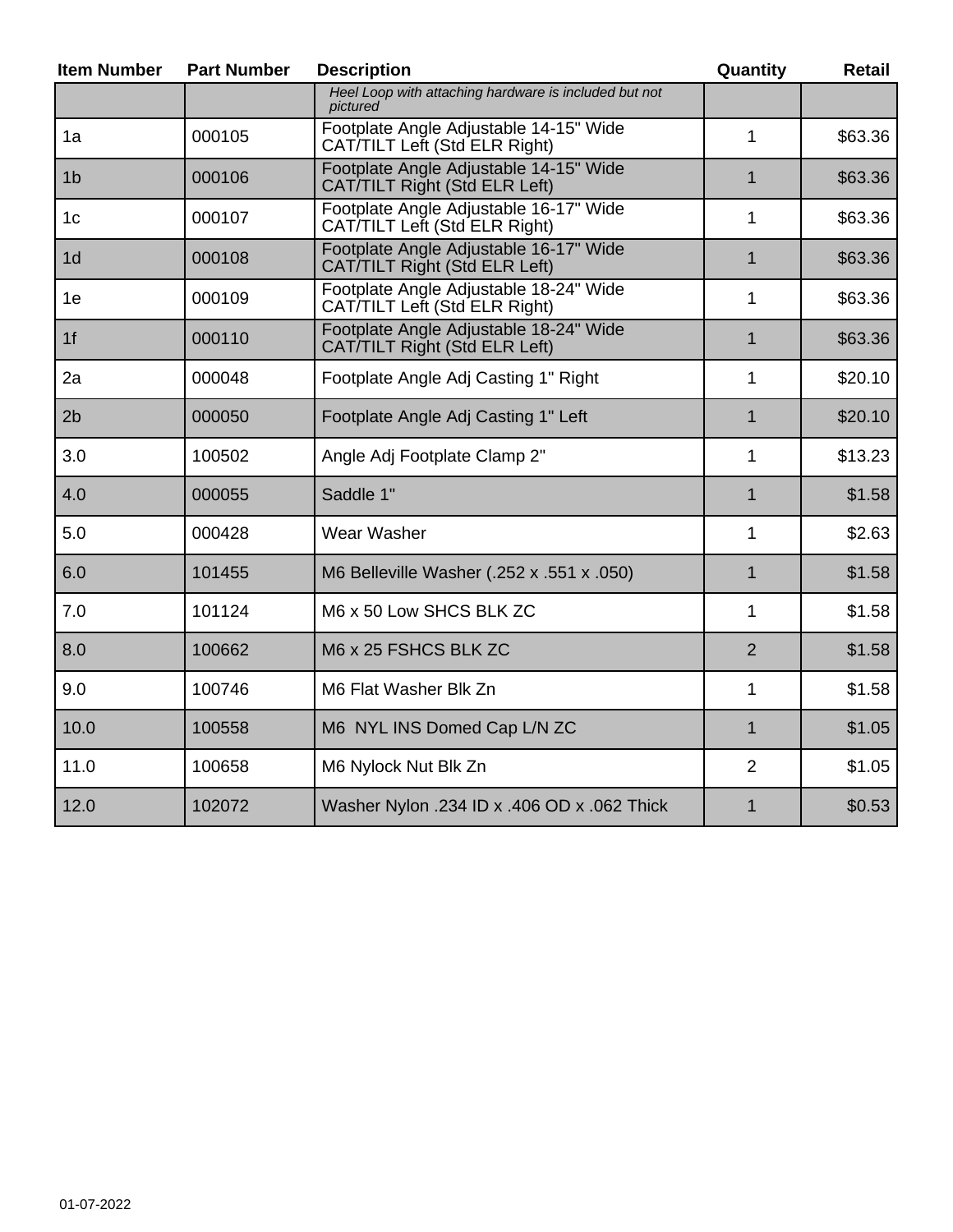| Item Number | Part Number | Description | Quantity | Retail |
| --- | --- | --- | --- | --- |
| | | *Heel Loop with attaching hardware is included but not pictured* | | |
| 1a | 000105 | Footplate Angle Adjustable 14-15" Wide CAT/TILT Left (Std ELR Right) | 1 | $63.36 |
| 1b | 000106 | Footplate Angle Adjustable 14-15" Wide CAT/TILT Right (Std ELR Left) | 1 | $63.36 |
| 1c | 000107 | Footplate Angle Adjustable 16-17" Wide CAT/TILT Left (Std ELR Right) | 1 | $63.36 |
| 1d | 000108 | Footplate Angle Adjustable 16-17" Wide CAT/TILT Right (Std ELR Left) | 1 | $63.36 |
| 1e | 000109 | Footplate Angle Adjustable 18-24" Wide CAT/TILT Left (Std ELR Right) | 1 | $63.36 |
| 1f | 000110 | Footplate Angle Adjustable 18-24" Wide CAT/TILT Right (Std ELR Left) | 1 | $63.36 |
| 2a | 000048 | Footplate Angle Adj Casting 1" Right | 1 | $20.10 |
| 2b | 000050 | Footplate Angle Adj Casting 1" Left | 1 | $20.10 |
| 3.0 | 100502 | Angle Adj Footplate Clamp 2" | 1 | $13.23 |
| 4.0 | 000055 | Saddle 1" | 1 | $1.58 |
| 5.0 | 000428 | Wear Washer | 1 | $2.63 |
| 6.0 | 101455 | M6 Belleville Washer (.252 x .551 x .050) | 1 | $1.58 |
| 7.0 | 101124 | M6 x 50 Low SHCS BLK ZC | 1 | $1.58 |
| 8.0 | 100662 | M6 x 25 FSHCS BLK ZC | 2 | $1.58 |
| 9.0 | 100746 | M6 Flat Washer Blk Zn | 1 | $1.58 |
| 10.0 | 100558 | M6 NYL INS Domed Cap L/N ZC | 1 | $1.05 |
| 11.0 | 100658 | M6 Nylock Nut Blk Zn | 2 | $1.05 |
| 12.0 | 102072 | Washer Nylon .234 ID x .406 OD x .062 Thick | 1 | $0.53 |

01-07-2022